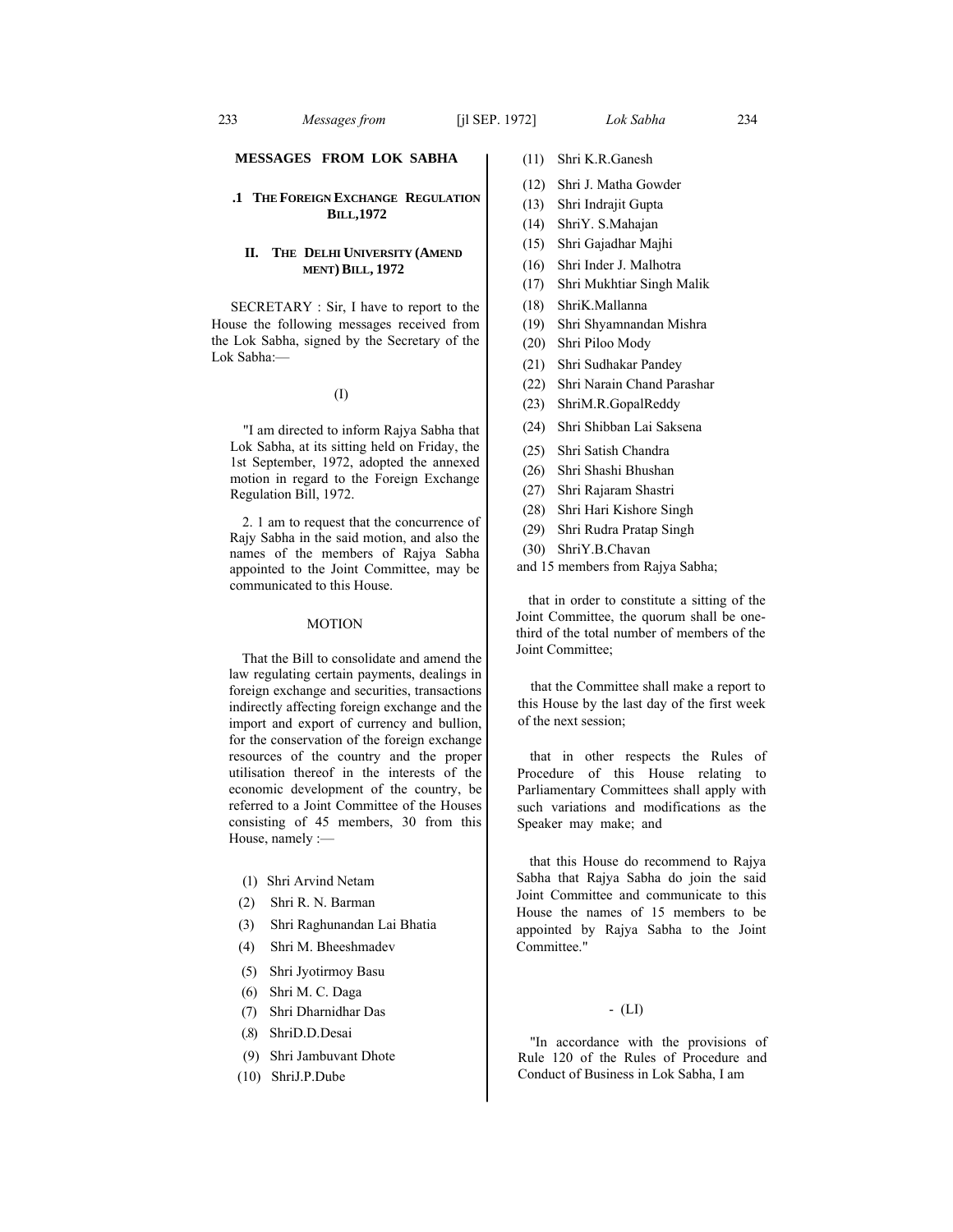## MESSAGES FROM LOK SABHA

### .1 THE FOREIGN EXCHANGE REGULATION BILL,1972

### II. THE DELHI UNIVERSITY (AMEND MENT) BILL, 1972

SECRETARY : Sir, I have to report to the House the following messages received from the Lok Sabha, signed by the Secretary of the Lok Sabha:—

(I)

"I am directed to inform Rajya Sabha that Lok Sabha, at its sitting held on Friday, the 1st September, 1972, adopted the annexed motion in regard to the Foreign Exchange Regulation Bill, 1972.

2. 1 am to request that the concurrence of Rajy Sabha in the said motion, and also the names of the members of Rajya Sabha appointed to the Joint Committee, may be communicated to this House.

MOTION

That the Bill to consolidate and amend the law regulating certain payments, dealings in foreign exchange and securities, transactions indirectly affecting foreign exchange and the import and export of currency and bullion, for the conservation of the foreign exchange resources of the country and the proper utilisation thereof in the interests of the economic development of the country, be referred to a Joint Committee of the Houses consisting of 45 members, 30 from this House, namely :—

(1) Shri Arvind Netam
(2) Shri R. N. Barman
(3) Shri Raghunandan Lai Bhatia
(4) Shri M. Bheeshmadev
(5) Shri Jyotirmoy Basu
(6) Shri M. C. Daga
(7) Shri Dharnidhar Das
(8) ShriD.D.Desai
(9) Shri Jambuvant Dhote
(10) ShriJ.P.Dube
(11) Shri K.R.Ganesh
(12) Shri J. Matha Gowder
(13) Shri Indrajit Gupta
(14) ShriY. S.Mahajan
(15) Shri Gajadhar Majhi
(16) Shri Inder J. Malhotra
(17) Shri Mukhtiar Singh Malik
(18) ShriK.Mallanna
(19) Shri Shyamnandan Mishra
(20) Shri Piloo Mody
(21) Shri Sudhakar Pandey
(22) Shri Narain Chand Parashar
(23) ShriM.R.GopalReddy
(24) Shri Shibban Lai Saksena
(25) Shri Satish Chandra
(26) Shri Shashi Bhushan
(27) Shri Rajaram Shastri
(28) Shri Hari Kishore Singh
(29) Shri Rudra Pratap Singh
(30) ShriY.B.Chavan

and 15 members from Rajya Sabha;

that in order to constitute a sitting of the Joint Committee, the quorum shall be one-third of the total number of members of the Joint Committee;

that the Committee shall make a report to this House by the last day of the first week of the next session;

that in other respects the Rules of Procedure of this House relating to Parliamentary Committees shall apply with such variations and modifications as the Speaker may make; and

that this House do recommend to Rajya Sabha that Rajya Sabha do join the said Joint Committee and communicate to this House the names of 15 members to be appointed by Rajya Sabha to the Joint Committee."

- (LI)

"In accordance with the provisions of Rule 120 of the Rules of Procedure and Conduct of Business in Lok Sabha, I am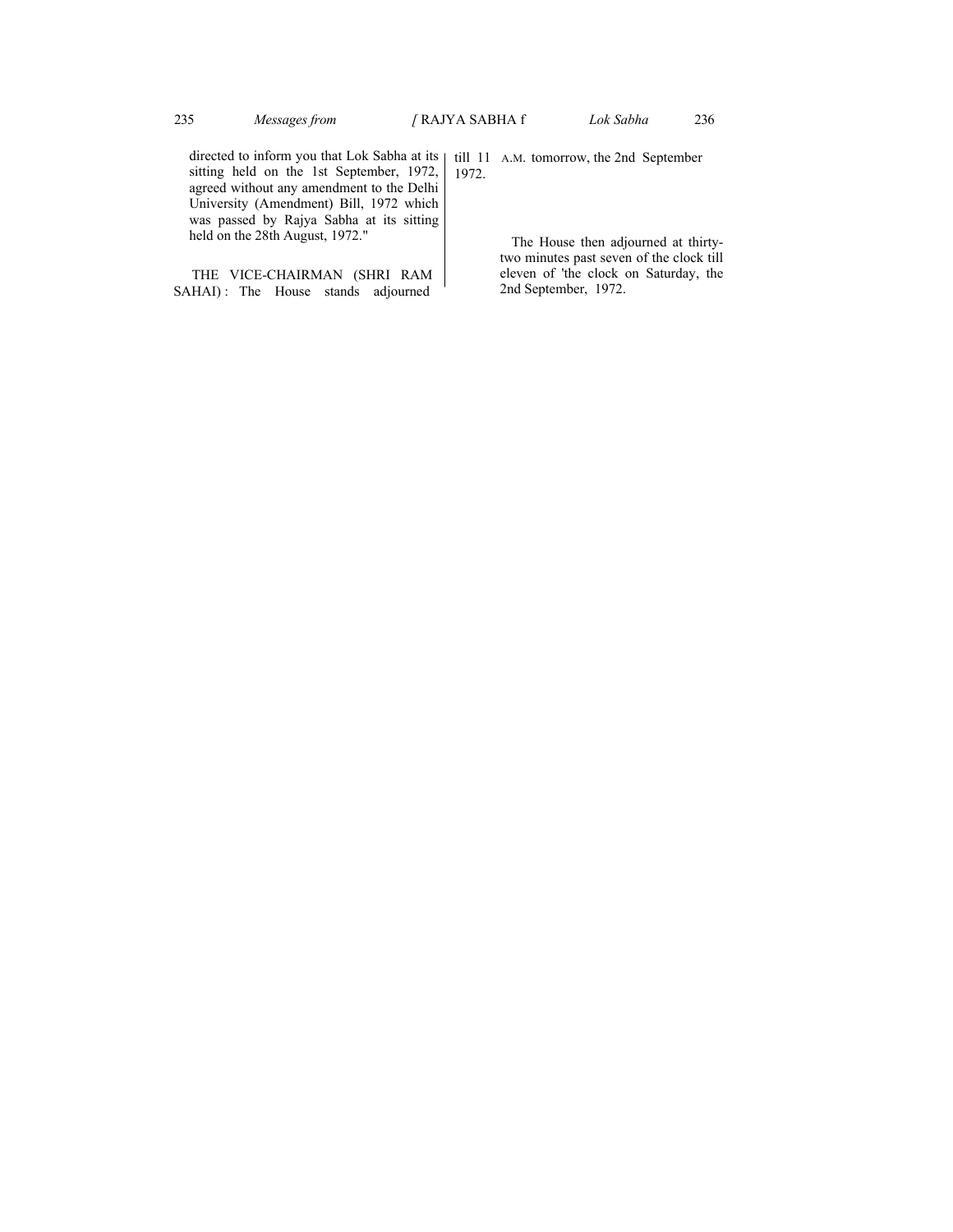directed to inform you that Lok Sabha at its sitting held on the 1st September, 1972, agreed without any amendment to the Delhi University (Amendment) Bill, 1972 which was passed by Rajya Sabha at its sitting held on the 28th August, 1972."

THE VICE-CHAIRMAN (SHRI RAM SAHAI) : The House stands adjourned till 11 A.M. tomorrow, the 2nd September 1972.

The House then adjourned at thirty-two minutes past seven of the clock till eleven of 'the clock on Saturday, the 2nd September, 1972.